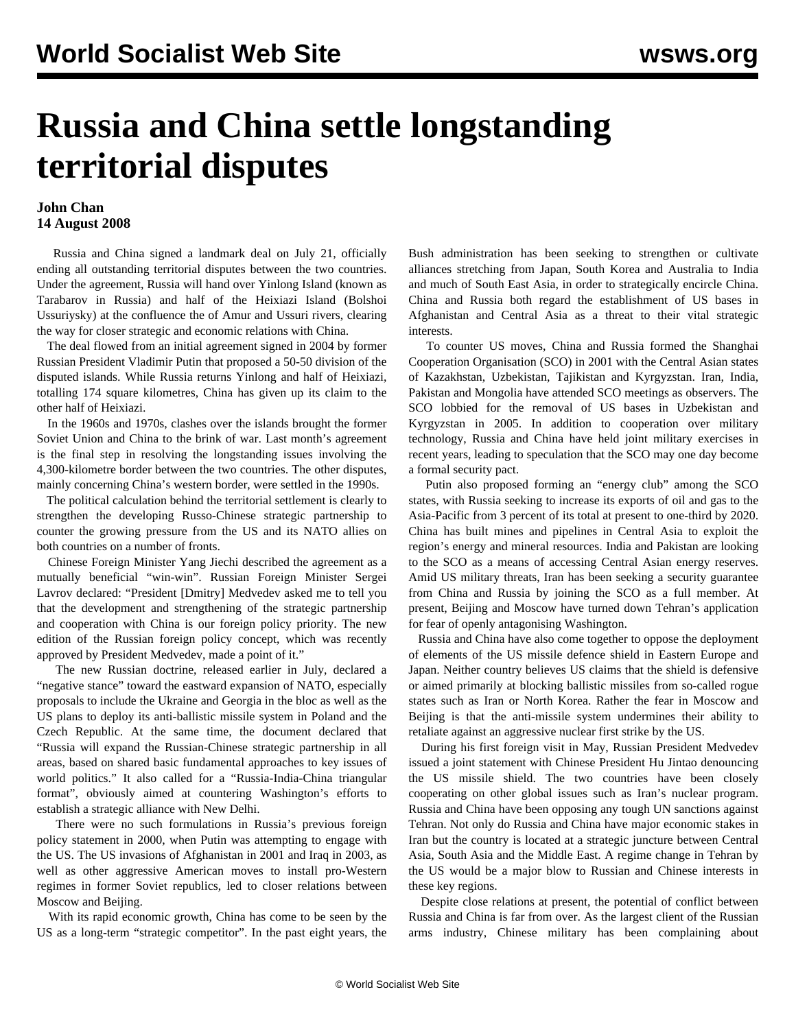# Russia and China settle longstanding territorial disputes

**John Chan**
**14 August 2008**

Russia and China signed a landmark deal on July 21, officially ending all outstanding territorial disputes between the two countries. Under the agreement, Russia will hand over Yinlong Island (known as Tarabarov in Russia) and half of the Heixiazi Island (Bolshoi Ussuriysky) at the confluence the of Amur and Ussuri rivers, clearing the way for closer strategic and economic relations with China.

The deal flowed from an initial agreement signed in 2004 by former Russian President Vladimir Putin that proposed a 50-50 division of the disputed islands. While Russia returns Yinlong and half of Heixiazi, totalling 174 square kilometres, China has given up its claim to the other half of Heixiazi.

In the 1960s and 1970s, clashes over the islands brought the former Soviet Union and China to the brink of war. Last month's agreement is the final step in resolving the longstanding issues involving the 4,300-kilometre border between the two countries. The other disputes, mainly concerning China's western border, were settled in the 1990s.

The political calculation behind the territorial settlement is clearly to strengthen the developing Russo-Chinese strategic partnership to counter the growing pressure from the US and its NATO allies on both countries on a number of fronts.

Chinese Foreign Minister Yang Jiechi described the agreement as a mutually beneficial "win-win". Russian Foreign Minister Sergei Lavrov declared: "President [Dmitry] Medvedev asked me to tell you that the development and strengthening of the strategic partnership and cooperation with China is our foreign policy priority. The new edition of the Russian foreign policy concept, which was recently approved by President Medvedev, made a point of it."

The new Russian doctrine, released earlier in July, declared a "negative stance" toward the eastward expansion of NATO, especially proposals to include the Ukraine and Georgia in the bloc as well as the US plans to deploy its anti-ballistic missile system in Poland and the Czech Republic. At the same time, the document declared that "Russia will expand the Russian-Chinese strategic partnership in all areas, based on shared basic fundamental approaches to key issues of world politics." It also called for a "Russia-India-China triangular format", obviously aimed at countering Washington's efforts to establish a strategic alliance with New Delhi.

There were no such formulations in Russia's previous foreign policy statement in 2000, when Putin was attempting to engage with the US. The US invasions of Afghanistan in 2001 and Iraq in 2003, as well as other aggressive American moves to install pro-Western regimes in former Soviet republics, led to closer relations between Moscow and Beijing.

With its rapid economic growth, China has come to be seen by the US as a long-term "strategic competitor". In the past eight years, the Bush administration has been seeking to strengthen or cultivate alliances stretching from Japan, South Korea and Australia to India and much of South East Asia, in order to strategically encircle China. China and Russia both regard the establishment of US bases in Afghanistan and Central Asia as a threat to their vital strategic interests.

To counter US moves, China and Russia formed the Shanghai Cooperation Organisation (SCO) in 2001 with the Central Asian states of Kazakhstan, Uzbekistan, Tajikistan and Kyrgyzstan. Iran, India, Pakistan and Mongolia have attended SCO meetings as observers. The SCO lobbied for the removal of US bases in Uzbekistan and Kyrgyzstan in 2005. In addition to cooperation over military technology, Russia and China have held joint military exercises in recent years, leading to speculation that the SCO may one day become a formal security pact.

Putin also proposed forming an "energy club" among the SCO states, with Russia seeking to increase its exports of oil and gas to the Asia-Pacific from 3 percent of its total at present to one-third by 2020. China has built mines and pipelines in Central Asia to exploit the region's energy and mineral resources. India and Pakistan are looking to the SCO as a means of accessing Central Asian energy reserves. Amid US military threats, Iran has been seeking a security guarantee from China and Russia by joining the SCO as a full member. At present, Beijing and Moscow have turned down Tehran's application for fear of openly antagonising Washington.

Russia and China have also come together to oppose the deployment of elements of the US missile defence shield in Eastern Europe and Japan. Neither country believes US claims that the shield is defensive or aimed primarily at blocking ballistic missiles from so-called rogue states such as Iran or North Korea. Rather the fear in Moscow and Beijing is that the anti-missile system undermines their ability to retaliate against an aggressive nuclear first strike by the US.

During his first foreign visit in May, Russian President Medvedev issued a joint statement with Chinese President Hu Jintao denouncing the US missile shield. The two countries have been closely cooperating on other global issues such as Iran's nuclear program. Russia and China have been opposing any tough UN sanctions against Tehran. Not only do Russia and China have major economic stakes in Iran but the country is located at a strategic juncture between Central Asia, South Asia and the Middle East. A regime change in Tehran by the US would be a major blow to Russian and Chinese interests in these key regions.

Despite close relations at present, the potential of conflict between Russia and China is far from over. As the largest client of the Russian arms industry, Chinese military has been complaining about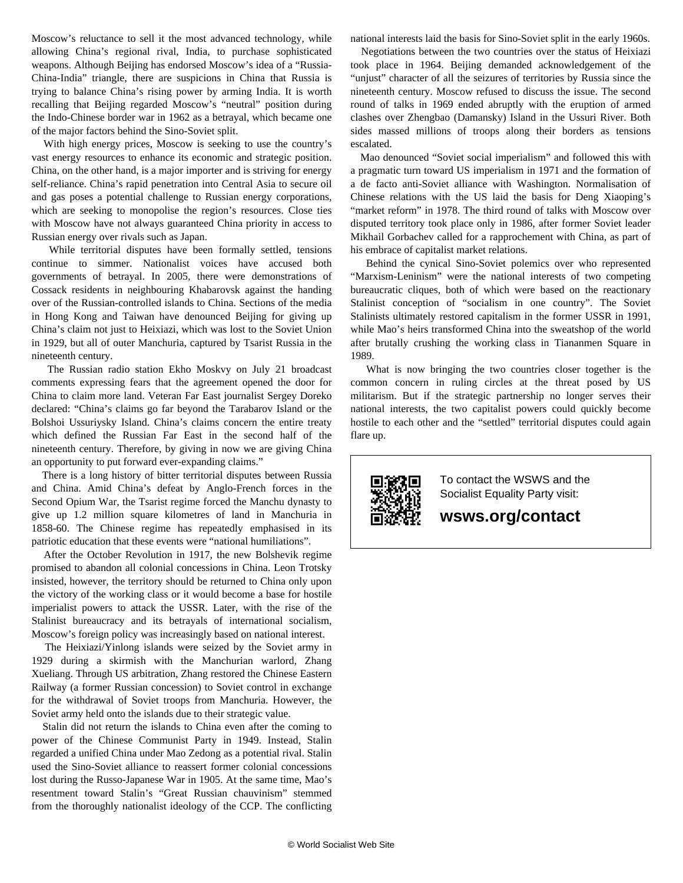Moscow's reluctance to sell it the most advanced technology, while allowing China's regional rival, India, to purchase sophisticated weapons. Although Beijing has endorsed Moscow's idea of a "Russia-China-India" triangle, there are suspicions in China that Russia is trying to balance China's rising power by arming India. It is worth recalling that Beijing regarded Moscow's "neutral" position during the Indo-Chinese border war in 1962 as a betrayal, which became one of the major factors behind the Sino-Soviet split.

With high energy prices, Moscow is seeking to use the country's vast energy resources to enhance its economic and strategic position. China, on the other hand, is a major importer and is striving for energy self-reliance. China's rapid penetration into Central Asia to secure oil and gas poses a potential challenge to Russian energy corporations, which are seeking to monopolise the region's resources. Close ties with Moscow have not always guaranteed China priority in access to Russian energy over rivals such as Japan.

While territorial disputes have been formally settled, tensions continue to simmer. Nationalist voices have accused both governments of betrayal. In 2005, there were demonstrations of Cossack residents in neighbouring Khabarovsk against the handing over of the Russian-controlled islands to China. Sections of the media in Hong Kong and Taiwan have denounced Beijing for giving up China's claim not just to Heixiazi, which was lost to the Soviet Union in 1929, but all of outer Manchuria, captured by Tsarist Russia in the nineteenth century.

The Russian radio station Ekho Moskvy on July 21 broadcast comments expressing fears that the agreement opened the door for China to claim more land. Veteran Far East journalist Sergey Doreko declared: "China's claims go far beyond the Tarabarov Island or the Bolshoi Ussuriysky Island. China's claims concern the entire treaty which defined the Russian Far East in the second half of the nineteenth century. Therefore, by giving in now we are giving China an opportunity to put forward ever-expanding claims."

There is a long history of bitter territorial disputes between Russia and China. Amid China's defeat by Anglo-French forces in the Second Opium War, the Tsarist regime forced the Manchu dynasty to give up 1.2 million square kilometres of land in Manchuria in 1858-60. The Chinese regime has repeatedly emphasised in its patriotic education that these events were "national humiliations".

After the October Revolution in 1917, the new Bolshevik regime promised to abandon all colonial concessions in China. Leon Trotsky insisted, however, the territory should be returned to China only upon the victory of the working class or it would become a base for hostile imperialist powers to attack the USSR. Later, with the rise of the Stalinist bureaucracy and its betrayals of international socialism, Moscow's foreign policy was increasingly based on national interest.

The Heixiazi/Yinlong islands were seized by the Soviet army in 1929 during a skirmish with the Manchurian warlord, Zhang Xueliang. Through US arbitration, Zhang restored the Chinese Eastern Railway (a former Russian concession) to Soviet control in exchange for the withdrawal of Soviet troops from Manchuria. However, the Soviet army held onto the islands due to their strategic value.

Stalin did not return the islands to China even after the coming to power of the Chinese Communist Party in 1949. Instead, Stalin regarded a unified China under Mao Zedong as a potential rival. Stalin used the Sino-Soviet alliance to reassert former colonial concessions lost during the Russo-Japanese War in 1905. At the same time, Mao's resentment toward Stalin's "Great Russian chauvinism" stemmed from the thoroughly nationalist ideology of the CCP. The conflicting national interests laid the basis for Sino-Soviet split in the early 1960s.

Negotiations between the two countries over the status of Heixiazi took place in 1964. Beijing demanded acknowledgement of the "unjust" character of all the seizures of territories by Russia since the nineteenth century. Moscow refused to discuss the issue. The second round of talks in 1969 ended abruptly with the eruption of armed clashes over Zhengbao (Damansky) Island in the Ussuri River. Both sides massed millions of troops along their borders as tensions escalated.

Mao denounced "Soviet social imperialism" and followed this with a pragmatic turn toward US imperialism in 1971 and the formation of a de facto anti-Soviet alliance with Washington. Normalisation of Chinese relations with the US laid the basis for Deng Xiaoping's "market reform" in 1978. The third round of talks with Moscow over disputed territory took place only in 1986, after former Soviet leader Mikhail Gorbachev called for a rapprochement with China, as part of his embrace of capitalist market relations.

Behind the cynical Sino-Soviet polemics over who represented "Marxism-Leninism" were the national interests of two competing bureaucratic cliques, both of which were based on the reactionary Stalinist conception of "socialism in one country". The Soviet Stalinists ultimately restored capitalism in the former USSR in 1991, while Mao's heirs transformed China into the sweatshop of the world after brutally crushing the working class in Tiananmen Square in 1989.

What is now bringing the two countries closer together is the common concern in ruling circles at the threat posed by US militarism. But if the strategic partnership no longer serves their national interests, the two capitalist powers could quickly become hostile to each other and the "settled" territorial disputes could again flare up.

To contact the WSWS and the Socialist Equality Party visit:

**wsws.org/contact**